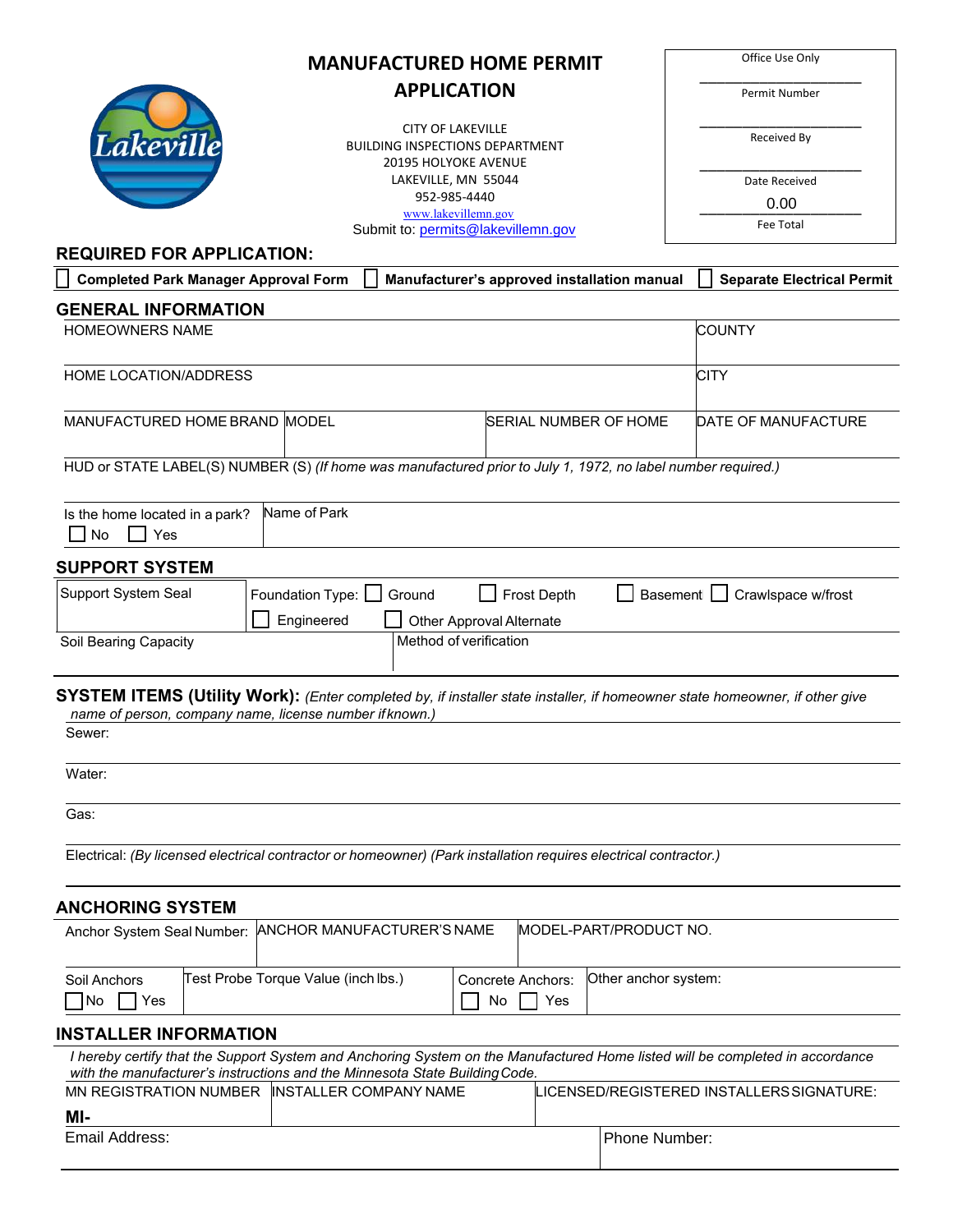# MANUFACTURED HOME PERMIT APPLICATION

CITY OF LAKEVILLE
BUILDING INSPECTIONS DEPARTMENT
20195 HOLYOKE AVENUE
LAKEVILLE, MN 55044
952-985-4440
www.lakevillemn.gov
Submit to: permits@lakevillemn.gov

| Office Use Only |
|---|
| Permit Number |
| Received By |
| Date Received |
| 0.00 |
| Fee Total |

## REQUIRED FOR APPLICATION:

☐ **Completed Park Manager Approval Form** ☐ **Manufacturer's approved installation manual** ☐ **Separate Electrical Permit**

## GENERAL INFORMATION

| HOMEOWNERS NAME | | | COUNTY |
|---|---|---|---|
| HOME LOCATION/ADDRESS | | | CITY |
| MANUFACTURED HOME BRAND | MODEL | SERIAL NUMBER OF HOME | DATE OF MANUFACTURE |

HUD or STATE LABEL(S) NUMBER (S) *(If home was manufactured prior to July 1, 1972, no label number required.)*

| Is the home located in a park? ☐ No ☐ Yes | Name of Park |
|---|---|

## SUPPORT SYSTEM

| Support System Seal | Foundation Type: ☐ Ground ☐ Frost Depth ☐ Basement ☐ Crawlspace w/frost ☐ Engineered ☐ Other Approval Alternate |
|---|---|
| Soil Bearing Capacity | Method of verification |

## SYSTEM ITEMS (Utility Work): *(Enter completed by, if installer state installer, if homeowner state homeowner, if other give name of person, company name, license number if known.)*

Sewer:

Water:

Gas:

Electrical: *(By licensed electrical contractor or homeowner) (Park installation requires electrical contractor.)*

## ANCHORING SYSTEM

| Anchor System Seal Number: | ANCHOR MANUFACTURER'S NAME | | MODEL-PART/PRODUCT NO. |
|---|---|---|---|
| Soil Anchors ☐ No ☐ Yes | Test Probe Torque Value (inch lbs.) | Concrete Anchors: ☐ No ☐ Yes | Other anchor system: |

## INSTALLER INFORMATION

*I hereby certify that the Support System and Anchoring System on the Manufactured Home listed will be completed in accordance with the manufacturer's instructions and the Minnesota State Building Code.*

| MN REGISTRATION NUMBER **MI-** | INSTALLER COMPANY NAME | LICENSED/REGISTERED INSTALLERS SIGNATURE: |
|---|---|---|
| Email Address: | | Phone Number: |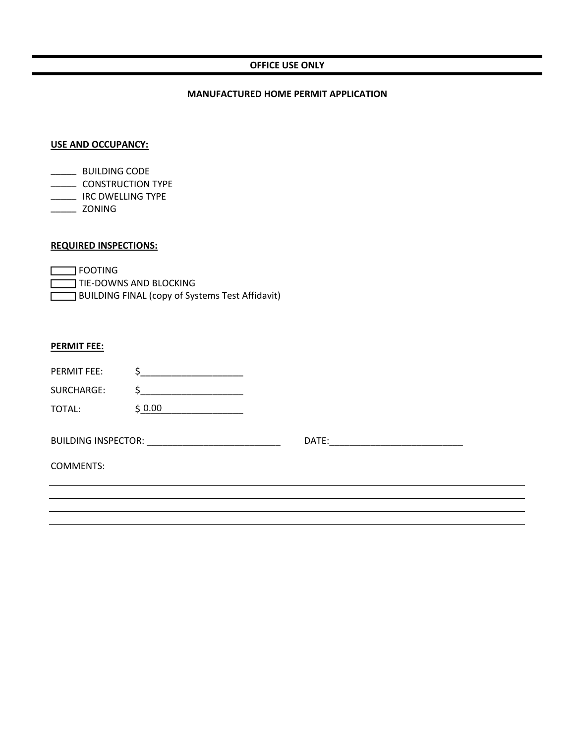**OFFICE USE ONLY**

**MANUFACTURED HOME PERMIT APPLICATION**

**USE AND OCCUPANCY:**

_____ BUILDING CODE
_____ CONSTRUCTION TYPE
_____ IRC DWELLING TYPE
_____ ZONING

**REQUIRED INSPECTIONS:**

☐ FOOTING
☐ TIE-DOWNS AND BLOCKING
☐ BUILDING FINAL (copy of Systems Test Affidavit)

**PERMIT FEE:**

PERMIT FEE: $____________________

SURCHARGE: $____________________

TOTAL: $ 0.00

BUILDING INSPECTOR: ___________________________ DATE:___________________________

COMMENTS:

_______________________________________________________________________________
_______________________________________________________________________________
_______________________________________________________________________________
_______________________________________________________________________________